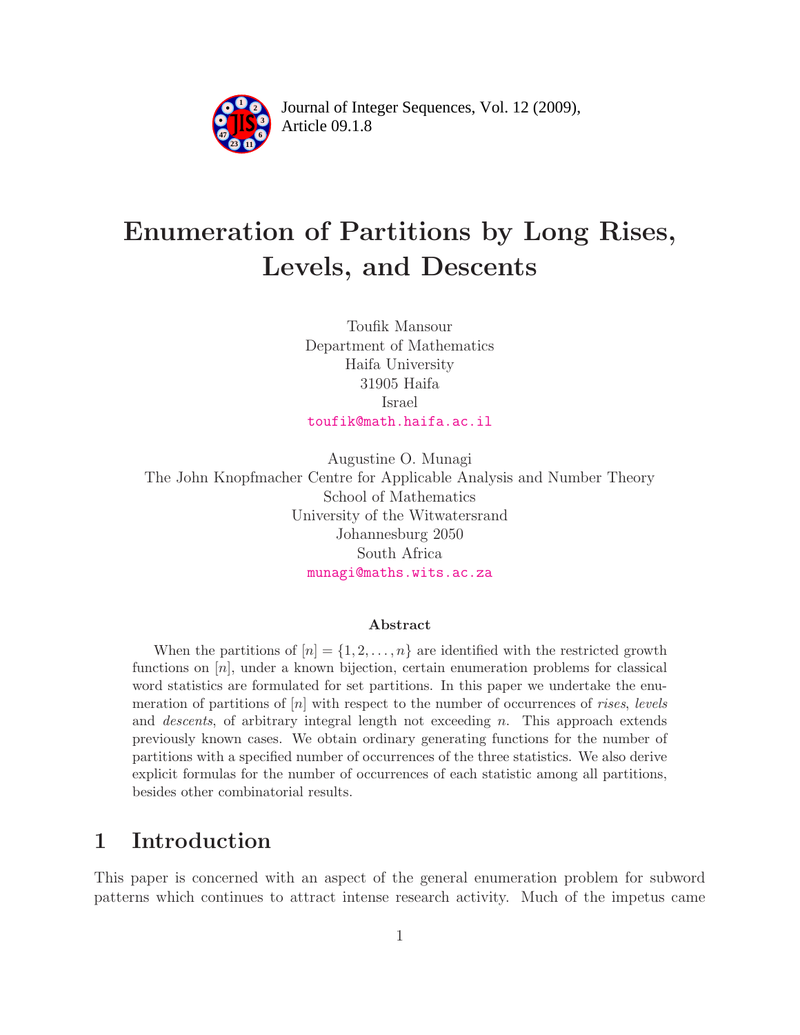# Enumeration of Partitions by Long Rises, Levels, and Descents

Toufik Mansour
Department of Mathematics
Haifa University
31905 Haifa
Israel
toufik@math.haifa.ac.il

Augustine O. Munagi
The John Knopfmacher Centre for Applicable Analysis and Number Theory
School of Mathematics
University of the Witwatersrand
Johannesburg 2050
South Africa
munagi@maths.wits.ac.za

### Abstract

When the partitions of $[n] = \{1, 2, \ldots, n\}$ are identified with the restricted growth functions on $[n]$, under a known bijection, certain enumeration problems for classical word statistics are formulated for set partitions. In this paper we undertake the enumeration of partitions of $[n]$ with respect to the number of occurrences of *rises*, *levels* and *descents*, of arbitrary integral length not exceeding $n$. This approach extends previously known cases. We obtain ordinary generating functions for the number of partitions with a specified number of occurrences of the three statistics. We also derive explicit formulas for the number of occurrences of each statistic among all partitions, besides other combinatorial results.

## 1 Introduction

This paper is concerned with an aspect of the general enumeration problem for subword patterns which continues to attract intense research activity. Much of the impetus came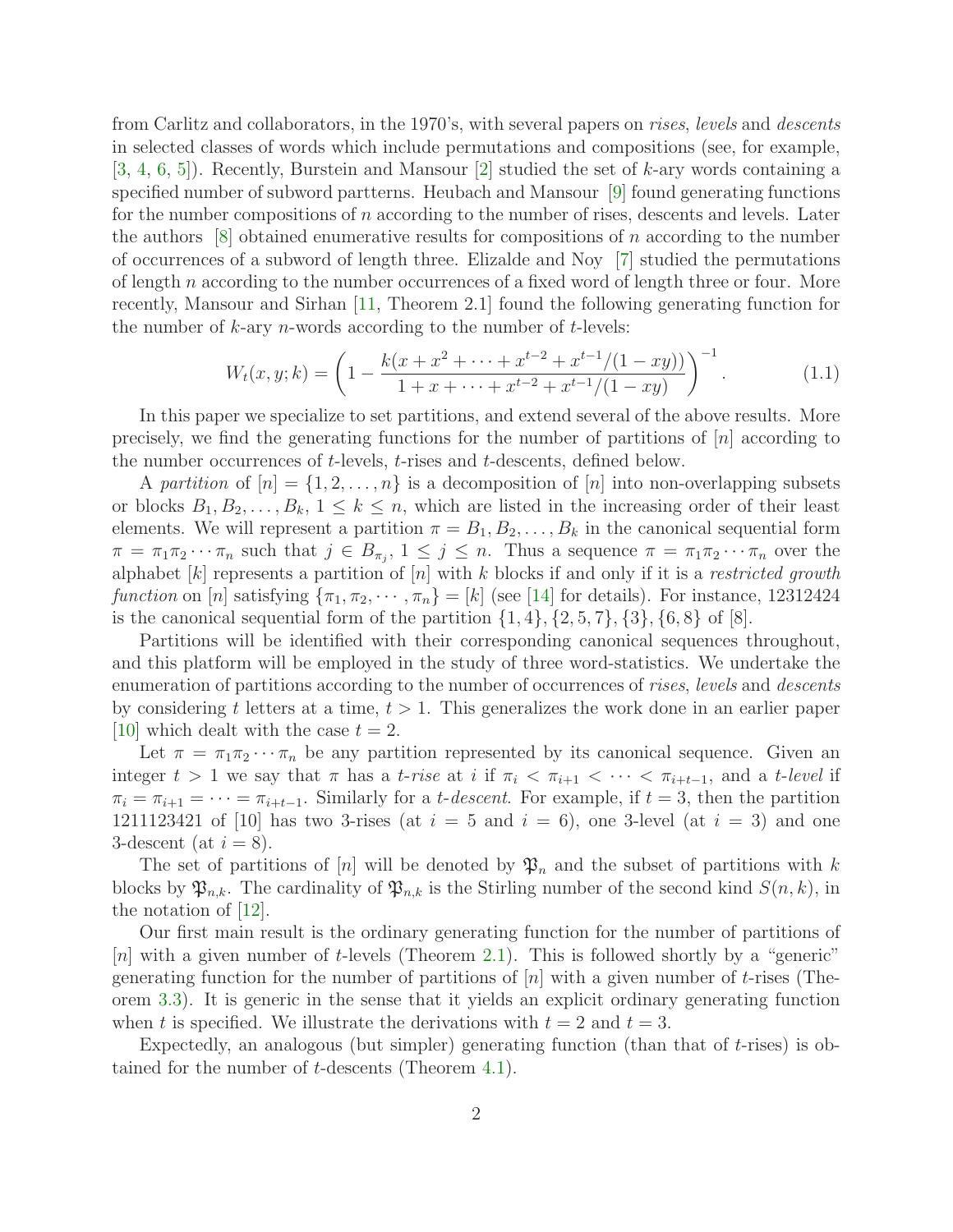from Carlitz and collaborators, in the 1970's, with several papers on *rises*, *levels* and *descents* in selected classes of words which include permutations and compositions (see, for example, [3, 4, 6, 5]). Recently, Burstein and Mansour [2] studied the set of $k$-ary words containing a specified number of subword partterns. Heubach and Mansour [9] found generating functions for the number compositions of $n$ according to the number of rises, descents and levels. Later the authors [8] obtained enumerative results for compositions of $n$ according to the number of occurrences of a subword of length three. Elizalde and Noy [7] studied the permutations of length $n$ according to the number occurrences of a fixed word of length three or four. More recently, Mansour and Sirhan [11, Theorem 2.1] found the following generating function for the number of $k$-ary $n$-words according to the number of $t$-levels:

$$W_t(x, y; k) = \left(1 - \frac{k(x + x^2 + \cdots + x^{t-2} + x^{t-1}/(1 - xy))}{1 + x + \cdots + x^{t-2} + x^{t-1}/(1 - xy)}\right)^{-1}. \tag{1.1}$$

In this paper we specialize to set partitions, and extend several of the above results. More precisely, we find the generating functions for the number of partitions of $[n]$ according to the number occurrences of $t$-levels, $t$-rises and $t$-descents, defined below.

A *partition* of $[n] = \{1, 2, \ldots, n\}$ is a decomposition of $[n]$ into non-overlapping subsets or blocks $B_1, B_2, \ldots, B_k$, $1 \leq k \leq n$, which are listed in the increasing order of their least elements. We will represent a partition $\pi = B_1, B_2, \ldots, B_k$ in the canonical sequential form $\pi = \pi_1\pi_2\cdots\pi_n$ such that $j \in B_{\pi_j}$, $1 \leq j \leq n$. Thus a sequence $\pi = \pi_1\pi_2\cdots\pi_n$ over the alphabet $[k]$ represents a partition of $[n]$ with $k$ blocks if and only if it is a *restricted growth function* on $[n]$ satisfying $\{\pi_1, \pi_2, \cdots, \pi_n\} = [k]$ (see [14] for details). For instance, 12312424 is the canonical sequential form of the partition $\{1, 4\}, \{2, 5, 7\}, \{3\}, \{6, 8\}$ of [8].

Partitions will be identified with their corresponding canonical sequences throughout, and this platform will be employed in the study of three word-statistics. We undertake the enumeration of partitions according to the number of occurrences of *rises*, *levels* and *descents* by considering $t$ letters at a time, $t > 1$. This generalizes the work done in an earlier paper [10] which dealt with the case $t = 2$.

Let $\pi = \pi_1\pi_2\cdots\pi_n$ be any partition represented by its canonical sequence. Given an integer $t > 1$ we say that $\pi$ has a *$t$-rise* at $i$ if $\pi_i < \pi_{i+1} < \cdots < \pi_{i+t-1}$, and a *$t$-level* if $\pi_i = \pi_{i+1} = \cdots = \pi_{i+t-1}$. Similarly for a *$t$-descent*. For example, if $t = 3$, then the partition 1211123421 of [10] has two 3-rises (at $i = 5$ and $i = 6$), one 3-level (at $i = 3$) and one 3-descent (at $i = 8$).

The set of partitions of $[n]$ will be denoted by $\mathfrak{P}_n$ and the subset of partitions with $k$ blocks by $\mathfrak{P}_{n,k}$. The cardinality of $\mathfrak{P}_{n,k}$ is the Stirling number of the second kind $S(n, k)$, in the notation of [12].

Our first main result is the ordinary generating function for the number of partitions of $[n]$ with a given number of $t$-levels (Theorem 2.1). This is followed shortly by a "generic" generating function for the number of partitions of $[n]$ with a given number of $t$-rises (Theorem 3.3). It is generic in the sense that it yields an explicit ordinary generating function when $t$ is specified. We illustrate the derivations with $t = 2$ and $t = 3$.

Expectedly, an analogous (but simpler) generating function (than that of $t$-rises) is obtained for the number of $t$-descents (Theorem 4.1).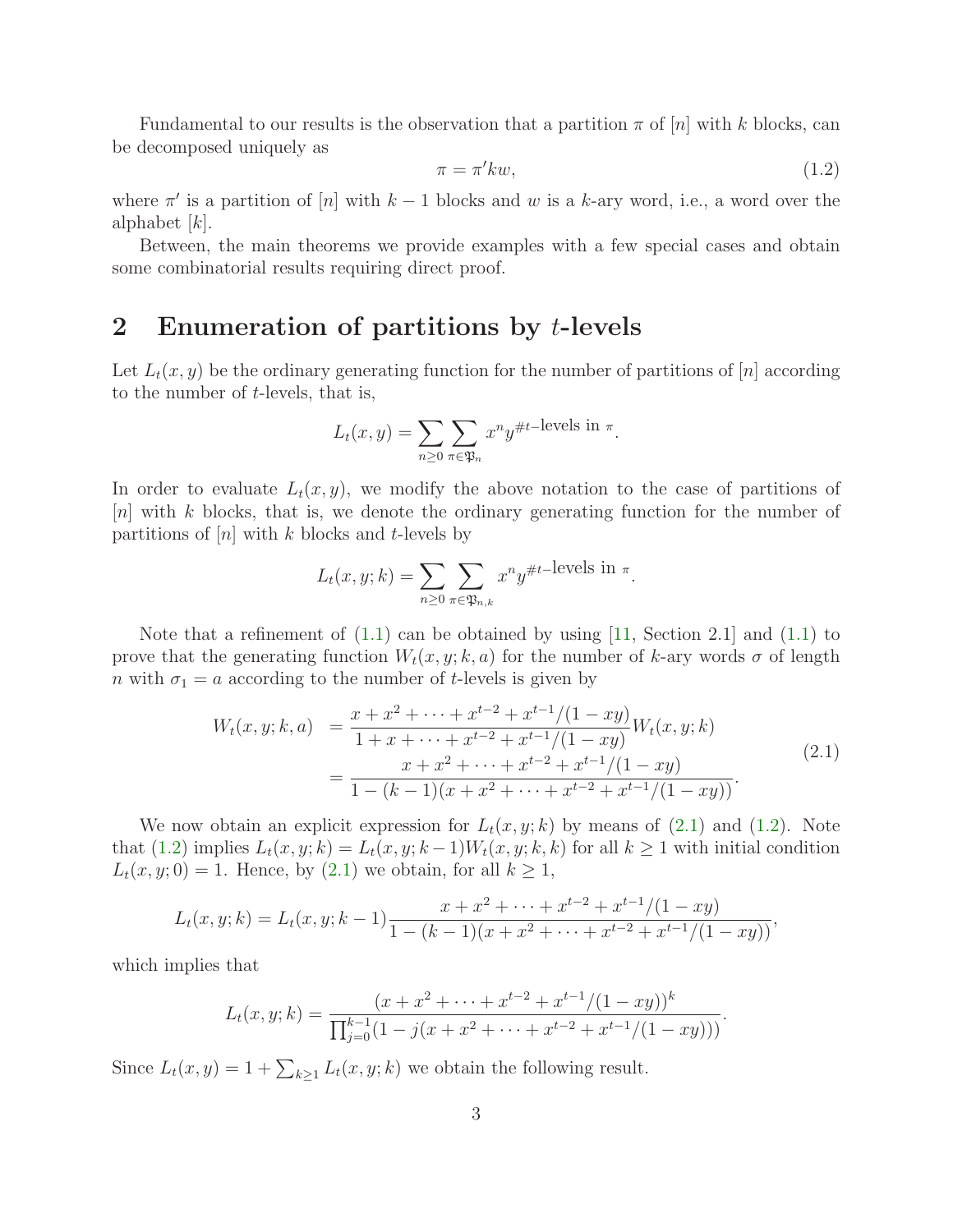Fundamental to our results is the observation that a partition $\pi$ of $[n]$ with $k$ blocks, can be decomposed uniquely as

$$\pi = \pi' k w, \tag{1.2}$$

where $\pi'$ is a partition of $[n]$ with $k-1$ blocks and $w$ is a $k$-ary word, i.e., a word over the alphabet $[k]$.

Between, the main theorems we provide examples with a few special cases and obtain some combinatorial results requiring direct proof.

## 2 Enumeration of partitions by $t$-levels

Let $L_t(x, y)$ be the ordinary generating function for the number of partitions of $[n]$ according to the number of $t$-levels, that is,

$$L_t(x, y) = \sum_{n \geq 0} \sum_{\pi \in \mathfrak{P}_n} x^n y^{\#t\text{–levels in } \pi}.$$

In order to evaluate $L_t(x, y)$, we modify the above notation to the case of partitions of $[n]$ with $k$ blocks, that is, we denote the ordinary generating function for the number of partitions of $[n]$ with $k$ blocks and $t$-levels by

$$L_t(x, y; k) = \sum_{n \geq 0} \sum_{\pi \in \mathfrak{P}_{n,k}} x^n y^{\#t\text{–levels in } \pi}.$$

Note that a refinement of (1.1) can be obtained by using [11, Section 2.1] and (1.1) to prove that the generating function $W_t(x, y; k, a)$ for the number of $k$-ary words $\sigma$ of length $n$ with $\sigma_1 = a$ according to the number of $t$-levels is given by

$$\begin{aligned} W_t(x, y; k, a) &= \frac{x + x^2 + \cdots + x^{t-2} + x^{t-1}/(1 - xy)}{1 + x + \cdots + x^{t-2} + x^{t-1}/(1 - xy)} W_t(x, y; k) \\ &= \frac{x + x^2 + \cdots + x^{t-2} + x^{t-1}/(1 - xy)}{1 - (k-1)(x + x^2 + \cdots + x^{t-2} + x^{t-1}/(1 - xy))}. \end{aligned} \tag{2.1}$$

We now obtain an explicit expression for $L_t(x, y; k)$ by means of (2.1) and (1.2). Note that (1.2) implies $L_t(x, y; k) = L_t(x, y; k-1) W_t(x, y; k, k)$ for all $k \geq 1$ with initial condition $L_t(x, y; 0) = 1$. Hence, by (2.1) we obtain, for all $k \geq 1$,

$$L_t(x, y; k) = L_t(x, y; k-1) \frac{x + x^2 + \cdots + x^{t-2} + x^{t-1}/(1 - xy)}{1 - (k-1)(x + x^2 + \cdots + x^{t-2} + x^{t-1}/(1 - xy))},$$

which implies that

$$L_t(x, y; k) = \frac{(x + x^2 + \cdots + x^{t-2} + x^{t-1}/(1 - xy))^k}{\prod_{j=0}^{k-1}(1 - j(x + x^2 + \cdots + x^{t-2} + x^{t-1}/(1 - xy)))}.$$

Since $L_t(x, y) = 1 + \sum_{k \geq 1} L_t(x, y; k)$ we obtain the following result.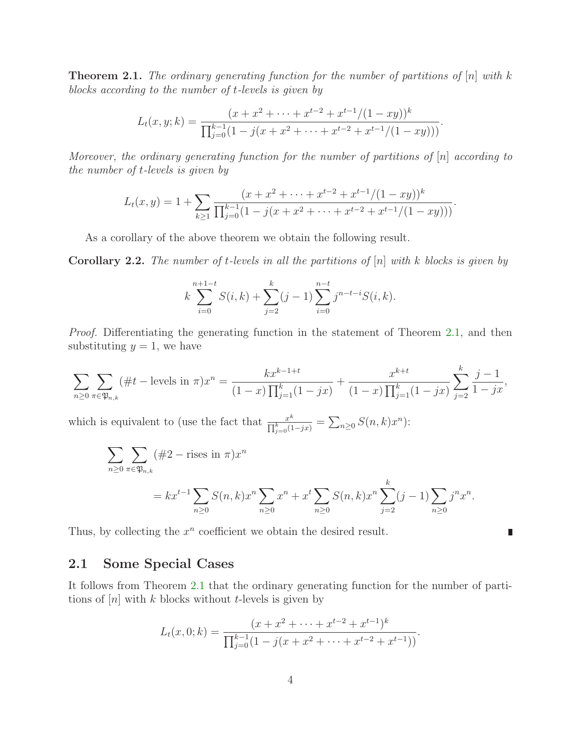**Theorem 2.1.** *The ordinary generating function for the number of partitions of $[n]$ with $k$ blocks according to the number of $t$-levels is given by*

$$L_t(x, y; k) = \frac{(x + x^2 + \cdots + x^{t-2} + x^{t-1}/(1 - xy))^k}{\prod_{j=0}^{k-1}(1 - j(x + x^2 + \cdots + x^{t-2} + x^{t-1}/(1 - xy)))}.$$

*Moreover, the ordinary generating function for the number of partitions of $[n]$ according to the number of $t$-levels is given by*

$$L_t(x, y) = 1 + \sum_{k\geq 1} \frac{(x + x^2 + \cdots + x^{t-2} + x^{t-1}/(1 - xy))^k}{\prod_{j=0}^{k-1}(1 - j(x + x^2 + \cdots + x^{t-2} + x^{t-1}/(1 - xy)))}.$$

As a corollary of the above theorem we obtain the following result.

**Corollary 2.2.** *The number of $t$-levels in all the partitions of $[n]$ with $k$ blocks is given by*

$$k \sum_{i=0}^{n+1-t} S(i, k) + \sum_{j=2}^{k} (j - 1) \sum_{i=0}^{n-t} j^{n-t-i} S(i, k).$$

*Proof.* Differentiating the generating function in the statement of Theorem 2.1, and then substituting $y = 1$, we have

$$\sum_{n\geq 0} \sum_{\pi\in\mathfrak{P}_{n,k}} (\#t - \text{levels in } \pi)x^n = \frac{kx^{k-1+t}}{(1 - x)\prod_{j=1}^{k}(1 - jx)} + \frac{x^{k+t}}{(1 - x)\prod_{j=1}^{k}(1 - jx)} \sum_{j=2}^{k} \frac{j - 1}{1 - jx},$$

which is equivalent to (use the fact that $\frac{x^k}{\prod_{j=0}^{k}(1-jx)} = \sum_{n\geq 0} S(n, k)x^n$):

$$\begin{aligned}
&\sum_{n\geq 0} \sum_{\pi\in\mathfrak{P}_{n,k}} (\#2 - \text{rises in } \pi)x^n \\
&\qquad = kx^{t-1} \sum_{n\geq 0} S(n, k)x^n \sum_{n\geq 0} x^n + x^t \sum_{n\geq 0} S(n, k)x^n \sum_{j=2}^{k} (j - 1) \sum_{n\geq 0} j^n x^n.
\end{aligned}$$

Thus, by collecting the $x^n$ coefficient we obtain the desired result. ∎

## 2.1 Some Special Cases

It follows from Theorem 2.1 that the ordinary generating function for the number of partitions of $[n]$ with $k$ blocks without $t$-levels is given by

$$L_t(x, 0; k) = \frac{(x + x^2 + \cdots + x^{t-2} + x^{t-1})^k}{\prod_{j=0}^{k-1}(1 - j(x + x^2 + \cdots + x^{t-2} + x^{t-1}))}.$$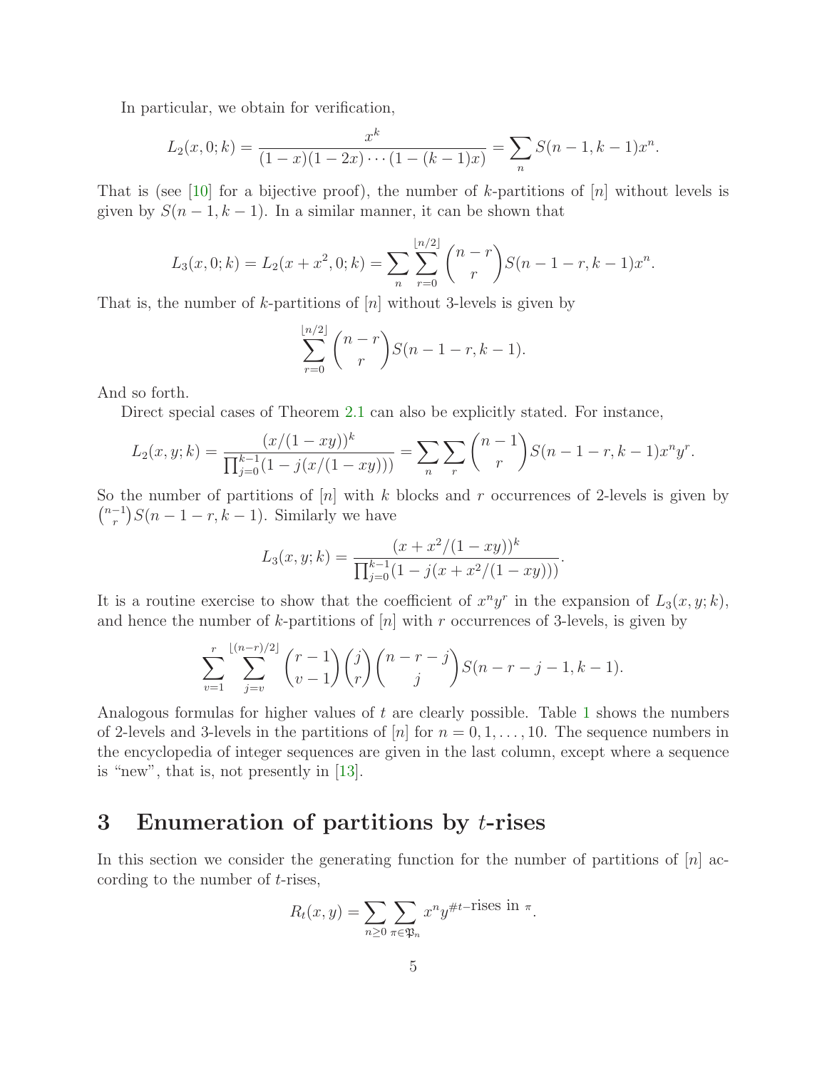In particular, we obtain for verification,

$$L_2(x,0;k) = \frac{x^k}{(1-x)(1-2x)\cdots(1-(k-1)x)} = \sum_n S(n-1,k-1)x^n.$$

That is (see [10] for a bijective proof), the number of $k$-partitions of $[n]$ without levels is given by $S(n-1,k-1)$. In a similar manner, it can be shown that

$$L_3(x,0;k) = L_2(x+x^2,0;k) = \sum_n \sum_{r=0}^{\lfloor n/2 \rfloor} \binom{n-r}{r} S(n-1-r,k-1)x^n.$$

That is, the number of $k$-partitions of $[n]$ without 3-levels is given by

$$\sum_{r=0}^{\lfloor n/2 \rfloor} \binom{n-r}{r} S(n-1-r,k-1).$$

And so forth.

Direct special cases of Theorem 2.1 can also be explicitly stated. For instance,

$$L_2(x,y;k) = \frac{(x/(1-xy))^k}{\prod_{j=0}^{k-1}(1-j(x/(1-xy)))} = \sum_n \sum_r \binom{n-1}{r} S(n-1-r,k-1)x^n y^r.$$

So the number of partitions of $[n]$ with $k$ blocks and $r$ occurrences of 2-levels is given by $\binom{n-1}{r} S(n-1-r,k-1)$. Similarly we have

$$L_3(x,y;k) = \frac{(x+x^2/(1-xy))^k}{\prod_{j=0}^{k-1}(1-j(x+x^2/(1-xy)))}.$$

It is a routine exercise to show that the coefficient of $x^n y^r$ in the expansion of $L_3(x,y;k)$, and hence the number of $k$-partitions of $[n]$ with $r$ occurrences of 3-levels, is given by

$$\sum_{v=1}^{r} \sum_{j=v}^{\lfloor (n-r)/2 \rfloor} \binom{r-1}{v-1} \binom{j}{r} \binom{n-r-j}{j} S(n-r-j-1,k-1).$$

Analogous formulas for higher values of $t$ are clearly possible. Table 1 shows the numbers of 2-levels and 3-levels in the partitions of $[n]$ for $n = 0, 1, \ldots, 10$. The sequence numbers in the encyclopedia of integer sequences are given in the last column, except where a sequence is "new", that is, not presently in [13].

# 3 Enumeration of partitions by $t$-rises

In this section we consider the generating function for the number of partitions of $[n]$ according to the number of $t$-rises,

$$R_t(x,y) = \sum_{n \geq 0} \sum_{\pi \in \mathfrak{P}_n} x^n y^{\#t\text{-rises in } \pi}.$$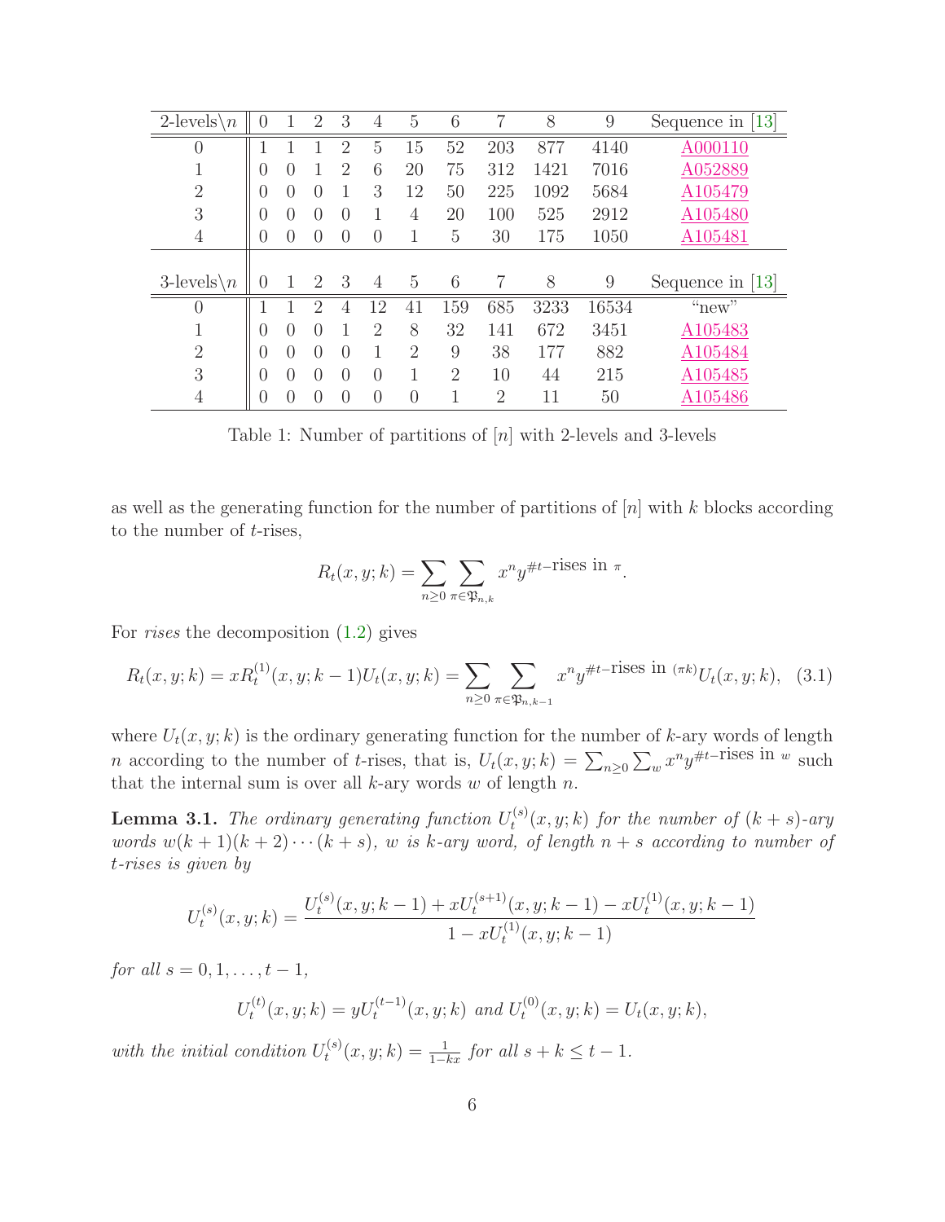| 2-levels\\$n$ | 0 | 1 | 2 | 3 | 4 | 5 | 6 | 7 | 8 | 9 | Sequence in [13] |
|---|---|---|---|---|---|---|---|---|---|---|---|
| 0 | 1 | 1 | 1 | 2 | 5 | 15 | 52 | 203 | 877 | 4140 | A000110 |
| 1 | 0 | 0 | 1 | 2 | 6 | 20 | 75 | 312 | 1421 | 7016 | A052889 |
| 2 | 0 | 0 | 0 | 1 | 3 | 12 | 50 | 225 | 1092 | 5684 | A105479 |
| 3 | 0 | 0 | 0 | 0 | 1 | 4 | 20 | 100 | 525 | 2912 | A105480 |
| 4 | 0 | 0 | 0 | 0 | 0 | 1 | 5 | 30 | 175 | 1050 | A105481 |
| **3-levels\\$n$** | **0** | **1** | **2** | **3** | **4** | **5** | **6** | **7** | **8** | **9** | **Sequence in [13]** |
| 0 | 1 | 1 | 2 | 4 | 12 | 41 | 159 | 685 | 3233 | 16534 | "new" |
| 1 | 0 | 0 | 0 | 1 | 2 | 8 | 32 | 141 | 672 | 3451 | A105483 |
| 2 | 0 | 0 | 0 | 0 | 1 | 2 | 9 | 38 | 177 | 882 | A105484 |
| 3 | 0 | 0 | 0 | 0 | 0 | 1 | 2 | 10 | 44 | 215 | A105485 |
| 4 | 0 | 0 | 0 | 0 | 0 | 0 | 1 | 2 | 11 | 50 | A105486 |

Table 1: Number of partitions of $[n]$ with 2-levels and 3-levels

as well as the generating function for the number of partitions of $[n]$ with $k$ blocks according to the number of $t$-rises,

$$R_t(x,y;k) = \sum_{n\geq 0}\sum_{\pi\in\mathfrak{P}_{n,k}} x^n y^{\#t\text{–rises in } \pi}.$$

For *rises* the decomposition (1.2) gives

$$R_t(x,y;k) = xR_t^{(1)}(x,y;k-1)U_t(x,y;k) = \sum_{n\geq 0}\sum_{\pi\in\mathfrak{P}_{n,k-1}} x^n y^{\#t\text{–rises in } (\pi k)} U_t(x,y;k), \quad (3.1)$$

where $U_t(x,y;k)$ is the ordinary generating function for the number of $k$-ary words of length $n$ according to the number of $t$-rises, that is, $U_t(x,y;k) = \sum_{n\geq 0}\sum_w x^n y^{\#t\text{–rises in } w}$ such that the internal sum is over all $k$-ary words $w$ of length $n$.

**Lemma 3.1.** *The ordinary generating function $U_t^{(s)}(x,y;k)$ for the number of $(k+s)$-ary words $w(k+1)(k+2)\cdots(k+s)$, $w$ is $k$-ary word, of length $n+s$ according to number of $t$-rises is given by*

$$U_t^{(s)}(x,y;k) = \frac{U_t^{(s)}(x,y;k-1) + xU_t^{(s+1)}(x,y;k-1) - xU_t^{(1)}(x,y;k-1)}{1 - xU_t^{(1)}(x,y;k-1)}$$

*for all $s = 0, 1, \ldots, t-1$,*

$$U_t^{(t)}(x,y;k) = yU_t^{(t-1)}(x,y;k) \text{ and } U_t^{(0)}(x,y;k) = U_t(x,y;k),$$

*with the initial condition $U_t^{(s)}(x,y;k) = \frac{1}{1-kx}$ for all $s + k \leq t-1$.*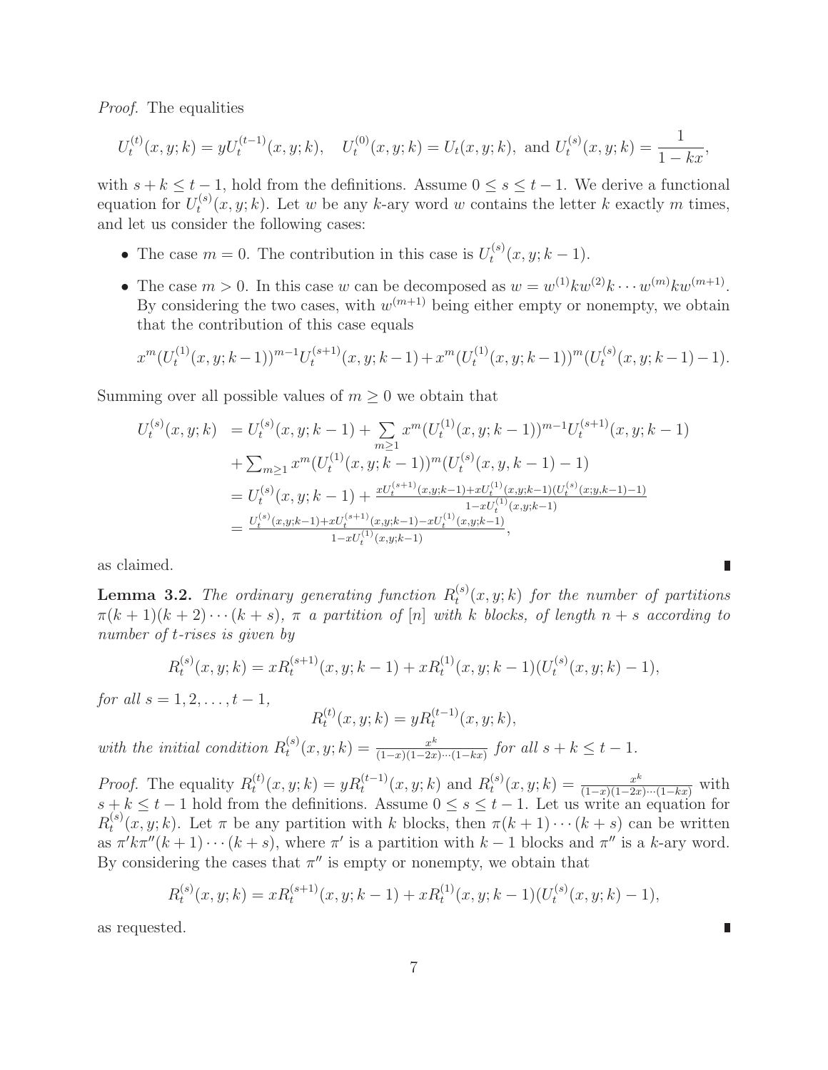*Proof.* The equalities

$$U_t^{(t)}(x,y;k) = yU_t^{(t-1)}(x,y;k), \quad U_t^{(0)}(x,y;k) = U_t(x,y;k), \text{ and } U_t^{(s)}(x,y;k) = \frac{1}{1-kx},$$

with $s+k \leq t-1$, hold from the definitions. Assume $0 \leq s \leq t-1$. We derive a functional equation for $U_t^{(s)}(x,y;k)$. Let $w$ be any $k$-ary word $w$ contains the letter $k$ exactly $m$ times, and let us consider the following cases:

- The case $m = 0$. The contribution in this case is $U_t^{(s)}(x,y;k-1)$.
- The case $m > 0$. In this case $w$ can be decomposed as $w = w^{(1)}kw^{(2)}k \cdots w^{(m)}kw^{(m+1)}$. By considering the two cases, with $w^{(m+1)}$ being either empty or nonempty, we obtain that the contribution of this case equals

$$x^m(U_t^{(1)}(x,y;k-1))^{m-1}U_t^{(s+1)}(x,y;k-1) + x^m(U_t^{(1)}(x,y;k-1))^m(U_t^{(s)}(x,y;k-1)-1).$$

Summing over all possible values of $m \geq 0$ we obtain that

$$\begin{aligned}
U_t^{(s)}(x,y;k) &= U_t^{(s)}(x,y;k-1) + \sum_{m\geq 1} x^m(U_t^{(1)}(x,y;k-1))^{m-1}U_t^{(s+1)}(x,y;k-1) \\
&\quad + \textstyle\sum_{m\geq 1} x^m(U_t^{(1)}(x,y;k-1))^m(U_t^{(s)}(x,y,k-1)-1) \\
&= U_t^{(s)}(x,y;k-1) + \frac{xU_t^{(s+1)}(x,y;k-1)+xU_t^{(1)}(x,y;k-1)(U_t^{(s)}(x;y;k-1)-1)}{1-xU_t^{(1)}(x,y;k-1)} \\
&= \frac{U_t^{(s)}(x,y;k-1)+xU_t^{(s+1)}(x,y;k-1)-xU_t^{(1)}(x,y;k-1)}{1-xU_t^{(1)}(x,y;k-1)},
\end{aligned}$$

as claimed. ∎

**Lemma 3.2.** *The ordinary generating function $R_t^{(s)}(x,y;k)$ for the number of partitions $\pi(k+1)(k+2)\cdots(k+s)$, $\pi$ a partition of $[n]$ with $k$ blocks, of length $n+s$ according to number of $t$-rises is given by*

$$R_t^{(s)}(x,y;k) = xR_t^{(s+1)}(x,y;k-1) + xR_t^{(1)}(x,y;k-1)(U_t^{(s)}(x,y;k)-1),$$

*for all $s = 1,2,\ldots,t-1$,*

$$R_t^{(t)}(x,y;k) = yR_t^{(t-1)}(x,y;k),$$

*with the initial condition $R_t^{(s)}(x,y;k) = \frac{x^k}{(1-x)(1-2x)\cdots(1-kx)}$ for all $s+k \leq t-1$.*

*Proof.* The equality $R_t^{(t)}(x,y;k) = yR_t^{(t-1)}(x,y;k)$ and $R_t^{(s)}(x,y;k) = \frac{x^k}{(1-x)(1-2x)\cdots(1-kx)}$ with $s+k \leq t-1$ hold from the definitions. Assume $0 \leq s \leq t-1$. Let us write an equation for $R_t^{(s)}(x,y;k)$. Let $\pi$ be any partition with $k$ blocks, then $\pi(k+1)\cdots(k+s)$ can be written as $\pi'k\pi''(k+1)\cdots(k+s)$, where $\pi'$ is a partition with $k-1$ blocks and $\pi''$ is a $k$-ary word. By considering the cases that $\pi''$ is empty or nonempty, we obtain that

$$R_t^{(s)}(x,y;k) = xR_t^{(s+1)}(x,y;k-1) + xR_t^{(1)}(x,y;k-1)(U_t^{(s)}(x,y;k)-1),$$

as requested. ∎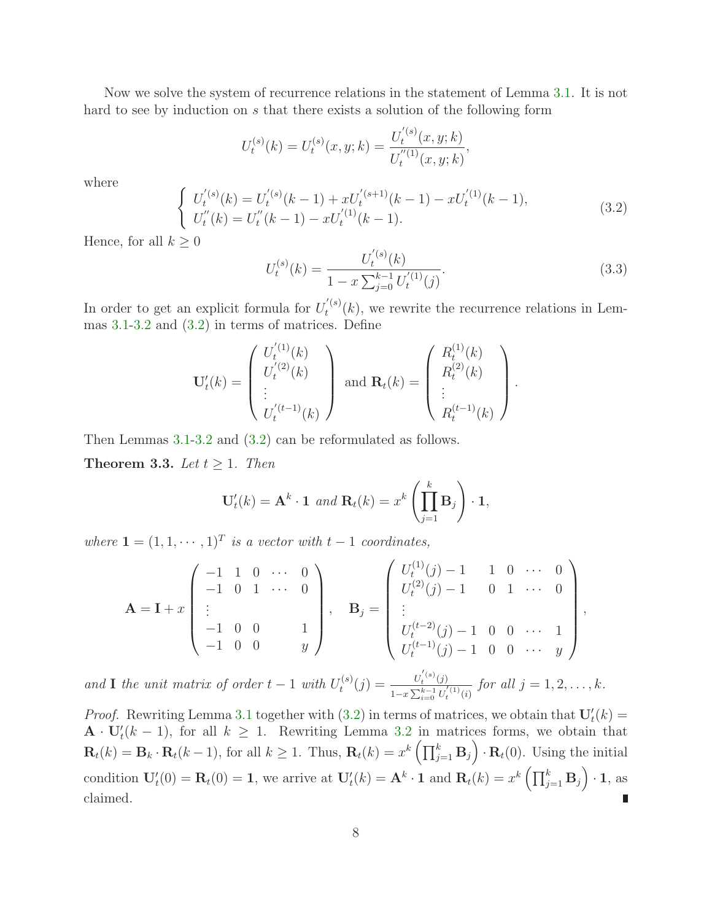Now we solve the system of recurrence relations in the statement of Lemma 3.1. It is not hard to see by induction on $s$ that there exists a solution of the following form

$$U_t^{(s)}(k) = U_t^{(s)}(x, y; k) = \frac{U_t^{'(s)}(x, y; k)}{U_t^{''(1)}(x, y; k)},$$

where

$$\left\{ \begin{array}{l} U_t^{'(s)}(k) = U_t^{'(s)}(k-1) + xU_t^{'(s+1)}(k-1) - xU_t^{'(1)}(k-1), \\ U_t^{''}(k) = U_t^{''}(k-1) - xU_t^{'(1)}(k-1). \end{array} \right. \tag{3.2}$$

Hence, for all $k \geq 0$

$$U_t^{(s)}(k) = \frac{U_t^{'(s)}(k)}{1 - x\sum_{j=0}^{k-1} U_t^{'(1)}(j)}. \tag{3.3}$$

In order to get an explicit formula for $U_t^{'(s)}(k)$, we rewrite the recurrence relations in Lemmas 3.1-3.2 and (3.2) in terms of matrices. Define

$$\mathbf{U}'_t(k) = \begin{pmatrix} U_t^{'(1)}(k) \\ U_t^{'(2)}(k) \\ \vdots \\ U_t^{'(t-1)}(k) \end{pmatrix} \text{ and } \mathbf{R}_t(k) = \begin{pmatrix} R_t^{(1)}(k) \\ R_t^{(2)}(k) \\ \vdots \\ R_t^{(t-1)}(k) \end{pmatrix}.$$

Then Lemmas 3.1-3.2 and (3.2) can be reformulated as follows.

**Theorem 3.3.** *Let $t \geq 1$. Then*

$$\mathbf{U}'_t(k) = \mathbf{A}^k \cdot \mathbf{1} \text{ and } \mathbf{R}_t(k) = x^k \left( \prod_{j=1}^{k} \mathbf{B}_j \right) \cdot \mathbf{1},$$

*where $\mathbf{1} = (1, 1, \cdots, 1)^T$ is a vector with $t-1$ coordinates,*

$$\mathbf{A} = \mathbf{I} + x \begin{pmatrix} -1 & 1 & 0 & \cdots & 0 \\ -1 & 0 & 1 & \cdots & 0 \\ \vdots & & & & \\ -1 & 0 & 0 & & 1 \\ -1 & 0 & 0 & & y \end{pmatrix}, \quad \mathbf{B}_j = \begin{pmatrix} U_t^{(1)}(j) - 1 & 1 & 0 & \cdots & 0 \\ U_t^{(2)}(j) - 1 & 0 & 1 & \cdots & 0 \\ \vdots & & & & \\ U_t^{(t-2)}(j) - 1 & 0 & 0 & \cdots & 1 \\ U_t^{(t-1)}(j) - 1 & 0 & 0 & \cdots & y \end{pmatrix},$$

*and $\mathbf{I}$ the unit matrix of order $t-1$ with $U_t^{(s)}(j) = \frac{U_t^{'(s)}(j)}{1 - x\sum_{i=0}^{k-1} U_t^{'(1)}(i)}$ for all $j = 1, 2, \ldots, k$.*

*Proof.* Rewriting Lemma 3.1 together with (3.2) in terms of matrices, we obtain that $\mathbf{U}'_t(k) = \mathbf{A} \cdot \mathbf{U}'_t(k-1)$, for all $k \geq 1$. Rewriting Lemma 3.2 in matrices forms, we obtain that $\mathbf{R}_t(k) = \mathbf{B}_k \cdot \mathbf{R}_t(k-1)$, for all $k \geq 1$. Thus, $\mathbf{R}_t(k) = x^k \left( \prod_{j=1}^{k} \mathbf{B}_j \right) \cdot \mathbf{R}_t(0)$. Using the initial condition $\mathbf{U}'_t(0) = \mathbf{R}_t(0) = \mathbf{1}$, we arrive at $\mathbf{U}'_t(k) = \mathbf{A}^k \cdot \mathbf{1}$ and $\mathbf{R}_t(k) = x^k \left( \prod_{j=1}^{k} \mathbf{B}_j \right) \cdot \mathbf{1}$, as claimed. ∎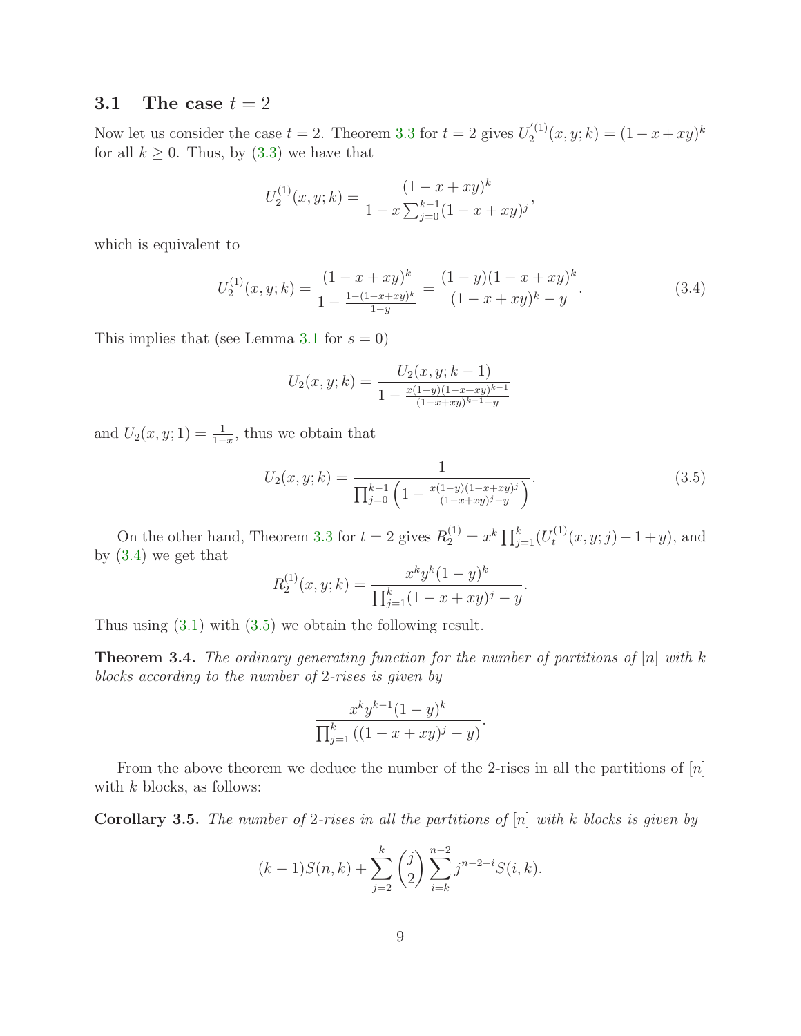### 3.1 The case $t = 2$

Now let us consider the case $t = 2$. Theorem 3.3 for $t = 2$ gives $U_2^{'(1)}(x, y; k) = (1 - x + xy)^k$ for all $k \geq 0$. Thus, by (3.3) we have that

$$U_2^{(1)}(x, y; k) = \frac{(1 - x + xy)^k}{1 - x \sum_{j=0}^{k-1} (1 - x + xy)^j},$$

which is equivalent to

$$U_2^{(1)}(x, y; k) = \frac{(1 - x + xy)^k}{1 - \frac{1-(1-x+xy)^k}{1-y}} = \frac{(1 - y)(1 - x + xy)^k}{(1 - x + xy)^k - y}. \tag{3.4}$$

This implies that (see Lemma 3.1 for $s = 0$)

$$U_2(x, y; k) = \frac{U_2(x, y; k - 1)}{1 - \frac{x(1-y)(1-x+xy)^{k-1}}{(1-x+xy)^{k-1} - y}}$$

and $U_2(x, y; 1) = \frac{1}{1-x}$, thus we obtain that

$$U_2(x, y; k) = \frac{1}{\prod_{j=0}^{k-1} \left(1 - \frac{x(1-y)(1-x+xy)^j}{(1-x+xy)^j - y}\right)}. \tag{3.5}$$

On the other hand, Theorem 3.3 for $t = 2$ gives $R_2^{(1)} = x^k \prod_{j=1}^{k} (U_t^{(1)}(x, y; j) - 1 + y)$, and by (3.4) we get that

$$R_2^{(1)}(x, y; k) = \frac{x^k y^k (1 - y)^k}{\prod_{j=1}^{k} (1 - x + xy)^j - y}.$$

Thus using (3.1) with (3.5) we obtain the following result.

**Theorem 3.4.** *The ordinary generating function for the number of partitions of $[n]$ with $k$ blocks according to the number of 2-rises is given by*

$$\frac{x^k y^{k-1} (1 - y)^k}{\prod_{j=1}^{k} ((1 - x + xy)^j - y)}.$$

From the above theorem we deduce the number of the 2-rises in all the partitions of $[n]$ with $k$ blocks, as follows:

**Corollary 3.5.** *The number of 2-rises in all the partitions of $[n]$ with $k$ blocks is given by*

$$(k - 1)S(n, k) + \sum_{j=2}^{k} \binom{j}{2} \sum_{i=k}^{n-2} j^{n-2-i} S(i, k).$$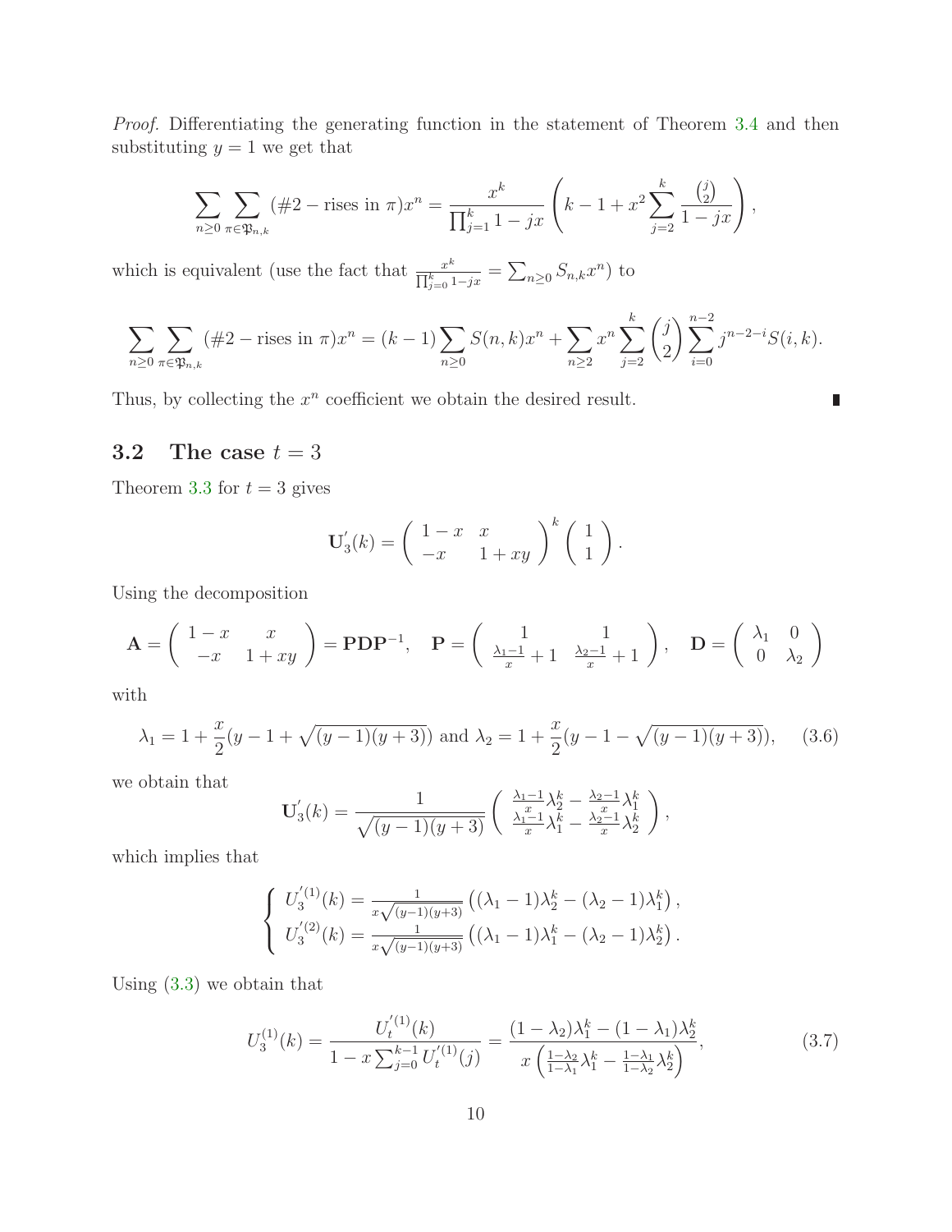*Proof.* Differentiating the generating function in the statement of Theorem 3.4 and then substituting $y = 1$ we get that

$$\sum_{n\geq 0}\sum_{\pi\in\mathfrak{P}_{n,k}}(\#2-\text{rises in }\pi)x^n = \frac{x^k}{\prod_{j=1}^{k}1-jx}\left(k-1+x^2\sum_{j=2}^{k}\frac{\binom{j}{2}}{1-jx}\right),$$

which is equivalent (use the fact that $\frac{x^k}{\prod_{j=0}^{k}1-jx} = \sum_{n\geq 0}S_{n,k}x^n$) to

$$\sum_{n\geq 0}\sum_{\pi\in\mathfrak{P}_{n,k}}(\#2-\text{rises in }\pi)x^n = (k-1)\sum_{n\geq 0}S(n,k)x^n + \sum_{n\geq 2}x^n\sum_{j=2}^{k}\binom{j}{2}\sum_{i=0}^{n-2}j^{n-2-i}S(i,k).$$

Thus, by collecting the $x^n$ coefficient we obtain the desired result. ∎

## 3.2 The case $t = 3$

Theorem 3.3 for $t = 3$ gives

$$\mathbf{U}_3^{'}(k) = \begin{pmatrix} 1-x & x \\ -x & 1+xy \end{pmatrix}^k \begin{pmatrix} 1 \\ 1 \end{pmatrix}.$$

Using the decomposition

$$\mathbf{A} = \begin{pmatrix} 1-x & x \\ -x & 1+xy \end{pmatrix} = \mathbf{P}\mathbf{D}\mathbf{P}^{-1}, \quad \mathbf{P} = \begin{pmatrix} 1 & 1 \\ \frac{\lambda_1-1}{x}+1 & \frac{\lambda_2-1}{x}+1 \end{pmatrix}, \quad \mathbf{D} = \begin{pmatrix} \lambda_1 & 0 \\ 0 & \lambda_2 \end{pmatrix}$$

with

$$\lambda_1 = 1+\frac{x}{2}(y-1+\sqrt{(y-1)(y+3)}) \text{ and } \lambda_2 = 1+\frac{x}{2}(y-1-\sqrt{(y-1)(y+3)}), \tag{3.6}$$

we obtain that

$$\mathbf{U}_3^{'}(k) = \frac{1}{\sqrt{(y-1)(y+3)}}\begin{pmatrix} \frac{\lambda_1-1}{x}\lambda_2^k - \frac{\lambda_2-1}{x}\lambda_1^k \\ \frac{\lambda_1-1}{x}\lambda_1^k - \frac{\lambda_2-1}{x}\lambda_2^k \end{pmatrix},$$

which implies that

$$\begin{cases} U_3^{'(1)}(k) = \frac{1}{x\sqrt{(y-1)(y+3)}}\left((\lambda_1-1)\lambda_2^k - (\lambda_2-1)\lambda_1^k\right), \\ U_3^{'(2)}(k) = \frac{1}{x\sqrt{(y-1)(y+3)}}\left((\lambda_1-1)\lambda_1^k - (\lambda_2-1)\lambda_2^k\right). \end{cases}$$

Using (3.3) we obtain that

$$U_3^{(1)}(k) = \frac{U_t^{'(1)}(k)}{1-x\sum_{j=0}^{k-1}U_t^{'(1)}(j)} = \frac{(1-\lambda_2)\lambda_1^k - (1-\lambda_1)\lambda_2^k}{x\left(\frac{1-\lambda_2}{1-\lambda_1}\lambda_1^k - \frac{1-\lambda_1}{1-\lambda_2}\lambda_2^k\right)}, \tag{3.7}$$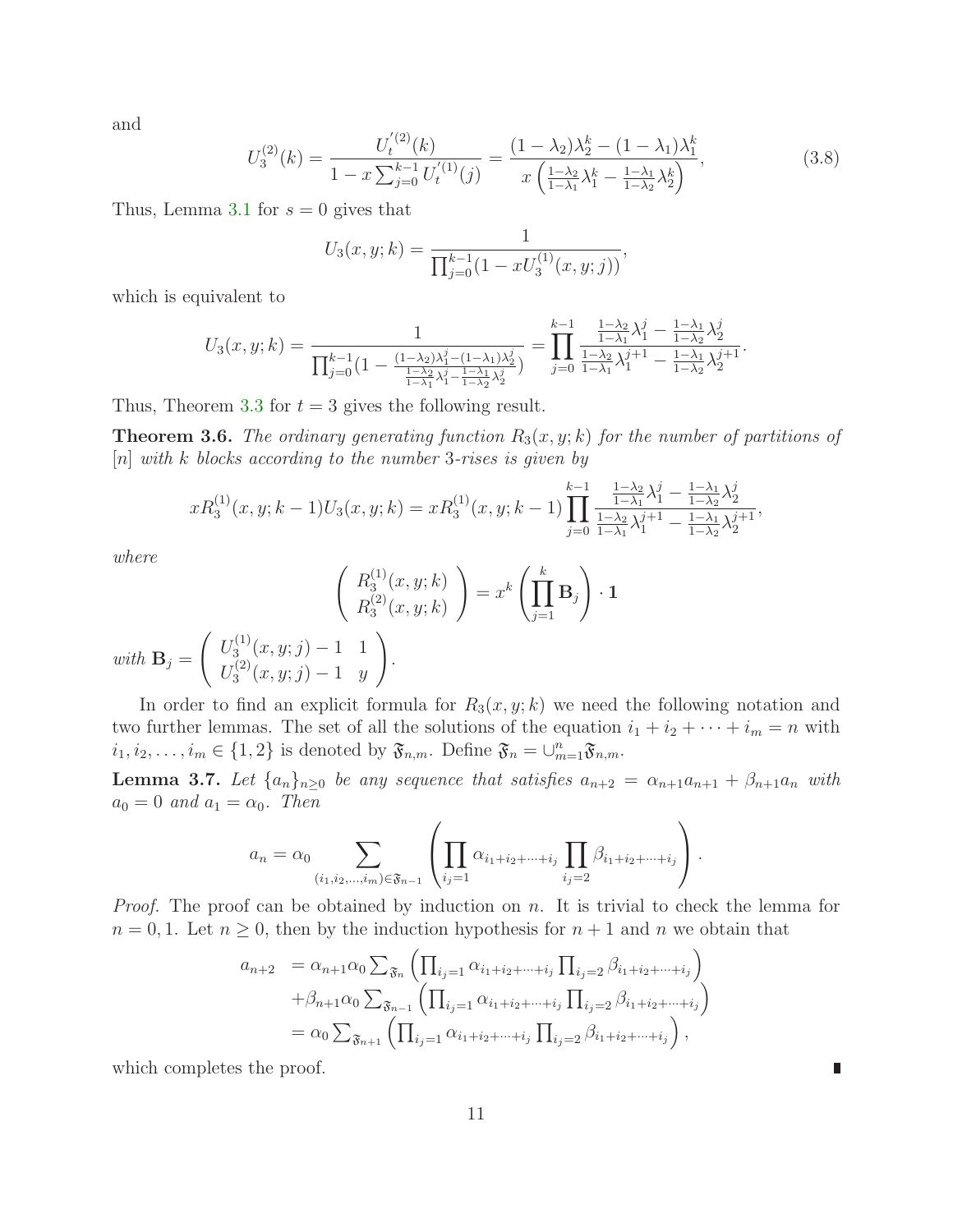and

$$U_3^{(2)}(k) = \frac{U_t^{'(2)}(k)}{1 - x\sum_{j=0}^{k-1} U_t^{'(1)}(j)} = \frac{(1-\lambda_2)\lambda_2^k - (1-\lambda_1)\lambda_1^k}{x\left(\frac{1-\lambda_2}{1-\lambda_1}\lambda_1^k - \frac{1-\lambda_1}{1-\lambda_2}\lambda_2^k\right)}, \tag{3.8}$$

Thus, Lemma 3.1 for $s = 0$ gives that

$$U_3(x,y;k) = \frac{1}{\prod_{j=0}^{k-1}(1 - xU_3^{(1)}(x,y;j))},$$

which is equivalent to

$$U_3(x,y;k) = \frac{1}{\prod_{j=0}^{k-1}\left(1 - \frac{(1-\lambda_2)\lambda_1^j - (1-\lambda_1)\lambda_2^j}{\frac{1-\lambda_2}{1-\lambda_1}\lambda_1^j - \frac{1-\lambda_1}{1-\lambda_2}\lambda_2^j}\right)} = \prod_{j=0}^{k-1} \frac{\frac{1-\lambda_2}{1-\lambda_1}\lambda_1^j - \frac{1-\lambda_1}{1-\lambda_2}\lambda_2^j}{\frac{1-\lambda_2}{1-\lambda_1}\lambda_1^{j+1} - \frac{1-\lambda_1}{1-\lambda_2}\lambda_2^{j+1}}.$$

Thus, Theorem 3.3 for $t = 3$ gives the following result.

**Theorem 3.6.** *The ordinary generating function $R_3(x,y;k)$ for the number of partitions of $[n]$ with $k$ blocks according to the number 3-rises is given by*

$$xR_3^{(1)}(x,y;k-1)U_3(x,y;k) = xR_3^{(1)}(x,y;k-1)\prod_{j=0}^{k-1} \frac{\frac{1-\lambda_2}{1-\lambda_1}\lambda_1^j - \frac{1-\lambda_1}{1-\lambda_2}\lambda_2^j}{\frac{1-\lambda_2}{1-\lambda_1}\lambda_1^{j+1} - \frac{1-\lambda_1}{1-\lambda_2}\lambda_2^{j+1}},$$

*where*

$$\begin{pmatrix} R_3^{(1)}(x,y;k) \\ R_3^{(2)}(x,y;k) \end{pmatrix} = x^k \left(\prod_{j=1}^{k} \mathbf{B}_j\right) \cdot \mathbf{1}$$

*with* $\mathbf{B}_j = \begin{pmatrix} U_3^{(1)}(x,y;j) - 1 & 1 \\ U_3^{(2)}(x,y;j) - 1 & y \end{pmatrix}$.

In order to find an explicit formula for $R_3(x,y;k)$ we need the following notation and two further lemmas. The set of all the solutions of the equation $i_1 + i_2 + \cdots + i_m = n$ with $i_1, i_2, \ldots, i_m \in \{1,2\}$ is denoted by $\mathfrak{F}_{n,m}$. Define $\mathfrak{F}_n = \cup_{m=1}^{n} \mathfrak{F}_{n,m}$.

**Lemma 3.7.** *Let $\{a_n\}_{n\geq 0}$ be any sequence that satisfies $a_{n+2} = \alpha_{n+1}a_{n+1} + \beta_{n+1}a_n$ with $a_0 = 0$ and $a_1 = \alpha_0$. Then*

$$a_n = \alpha_0 \sum_{(i_1,i_2,\ldots,i_m)\in\mathfrak{F}_{n-1}} \left(\prod_{i_j=1} \alpha_{i_1+i_2+\cdots+i_j} \prod_{i_j=2} \beta_{i_1+i_2+\cdots+i_j}\right).$$

*Proof.* The proof can be obtained by induction on $n$. It is trivial to check the lemma for $n = 0, 1$. Let $n \geq 0$, then by the induction hypothesis for $n+1$ and $n$ we obtain that

$$\begin{aligned} a_{n+2} &= \alpha_{n+1}\alpha_0 \sum_{\mathfrak{F}_n} \left(\prod_{i_j=1} \alpha_{i_1+i_2+\cdots+i_j} \prod_{i_j=2} \beta_{i_1+i_2+\cdots+i_j}\right) \\ &\quad + \beta_{n+1}\alpha_0 \sum_{\mathfrak{F}_{n-1}} \left(\prod_{i_j=1} \alpha_{i_1+i_2+\cdots+i_j} \prod_{i_j=2} \beta_{i_1+i_2+\cdots+i_j}\right) \\ &= \alpha_0 \sum_{\mathfrak{F}_{n+1}} \left(\prod_{i_j=1} \alpha_{i_1+i_2+\cdots+i_j} \prod_{i_j=2} \beta_{i_1+i_2+\cdots+i_j}\right), \end{aligned}$$

which completes the proof. ∎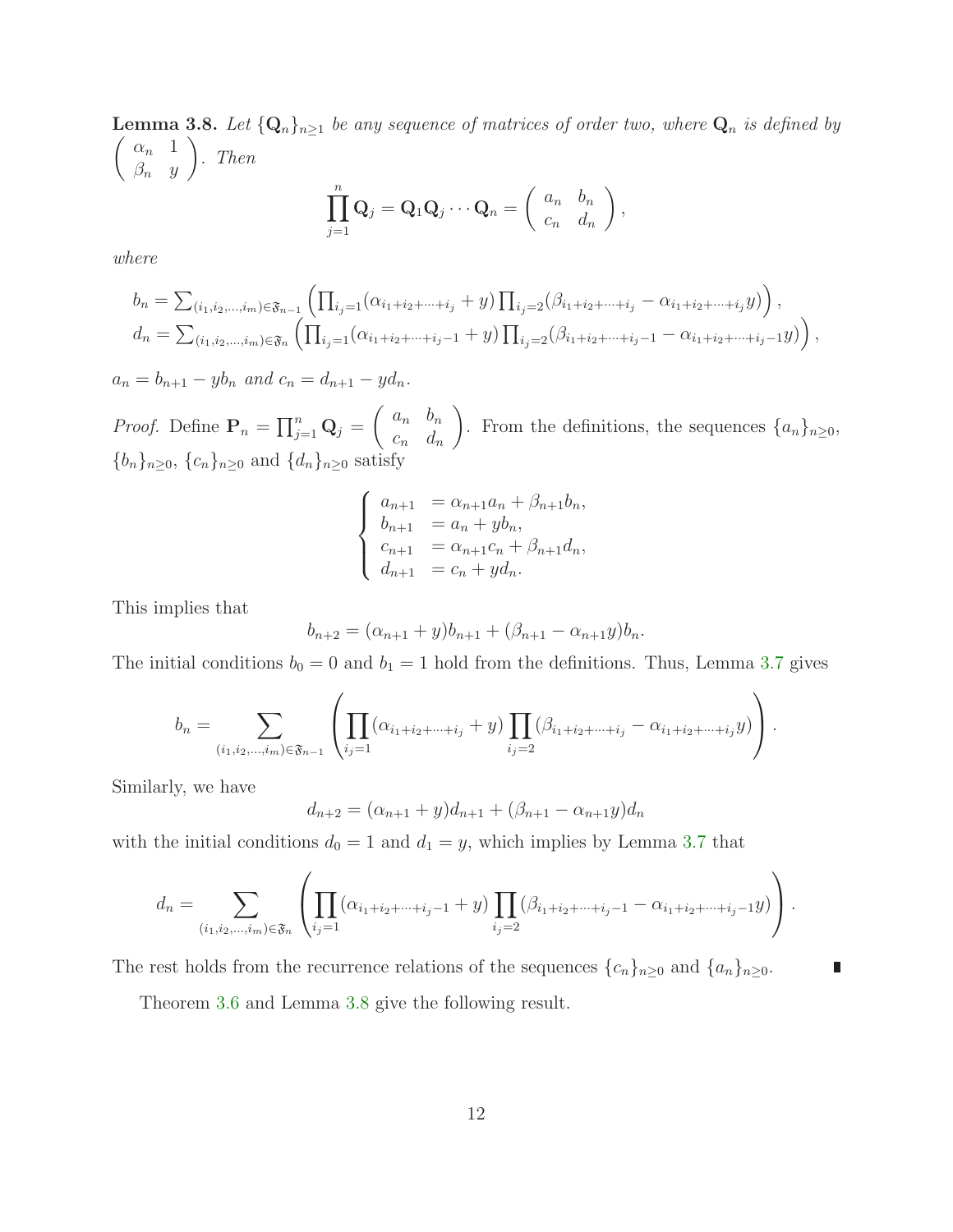**Lemma 3.8.** *Let $\{\mathbf{Q}_n\}_{n\geq 1}$ be any sequence of matrices of order two, where $\mathbf{Q}_n$ is defined by $\begin{pmatrix} \alpha_n & 1 \\ \beta_n & y \end{pmatrix}$. Then*

$$\prod_{j=1}^{n} \mathbf{Q}_j = \mathbf{Q}_1 \mathbf{Q}_j \cdots \mathbf{Q}_n = \begin{pmatrix} a_n & b_n \\ c_n & d_n \end{pmatrix},$$

*where*

$$\begin{aligned} b_n &= \textstyle\sum_{(i_1,i_2,\ldots,i_m)\in\mathfrak{F}_{n-1}} \left( \prod_{i_j=1}(\alpha_{i_1+i_2+\cdots+i_j} + y) \prod_{i_j=2}(\beta_{i_1+i_2+\cdots+i_j} - \alpha_{i_1+i_2+\cdots+i_j} y) \right), \\ d_n &= \textstyle\sum_{(i_1,i_2,\ldots,i_m)\in\mathfrak{F}_{n}} \left( \prod_{i_j=1}(\alpha_{i_1+i_2+\cdots+i_j-1} + y) \prod_{i_j=2}(\beta_{i_1+i_2+\cdots+i_j-1} - \alpha_{i_1+i_2+\cdots+i_j-1} y) \right), \end{aligned}$$

*$a_n = b_{n+1} - yb_n$ and $c_n = d_{n+1} - yd_n$.*

*Proof.* Define $\mathbf{P}_n = \prod_{j=1}^{n} \mathbf{Q}_j = \begin{pmatrix} a_n & b_n \\ c_n & d_n \end{pmatrix}$. From the definitions, the sequences $\{a_n\}_{n\geq 0}$, $\{b_n\}_{n\geq 0}$, $\{c_n\}_{n\geq 0}$ and $\{d_n\}_{n\geq 0}$ satisfy

$$\begin{cases} a_{n+1} &= \alpha_{n+1}a_n + \beta_{n+1}b_n, \\ b_{n+1} &= a_n + yb_n, \\ c_{n+1} &= \alpha_{n+1}c_n + \beta_{n+1}d_n, \\ d_{n+1} &= c_n + yd_n. \end{cases}$$

This implies that

$$b_{n+2} = (\alpha_{n+1} + y)b_{n+1} + (\beta_{n+1} - \alpha_{n+1}y)b_n.$$

The initial conditions $b_0 = 0$ and $b_1 = 1$ hold from the definitions. Thus, Lemma 3.7 gives

$$b_n = \sum_{(i_1,i_2,\ldots,i_m)\in\mathfrak{F}_{n-1}} \left( \prod_{i_j=1}(\alpha_{i_1+i_2+\cdots+i_j} + y) \prod_{i_j=2}(\beta_{i_1+i_2+\cdots+i_j} - \alpha_{i_1+i_2+\cdots+i_j} y) \right).$$

Similarly, we have

$$d_{n+2} = (\alpha_{n+1} + y)d_{n+1} + (\beta_{n+1} - \alpha_{n+1}y)d_n$$

with the initial conditions $d_0 = 1$ and $d_1 = y$, which implies by Lemma 3.7 that

$$d_n = \sum_{(i_1,i_2,\ldots,i_m)\in\mathfrak{F}_{n}} \left( \prod_{i_j=1}(\alpha_{i_1+i_2+\cdots+i_j-1} + y) \prod_{i_j=2}(\beta_{i_1+i_2+\cdots+i_j-1} - \alpha_{i_1+i_2+\cdots+i_j-1} y) \right).$$

The rest holds from the recurrence relations of the sequences $\{c_n\}_{n\geq 0}$ and $\{a_n\}_{n\geq 0}$. ∎

Theorem 3.6 and Lemma 3.8 give the following result.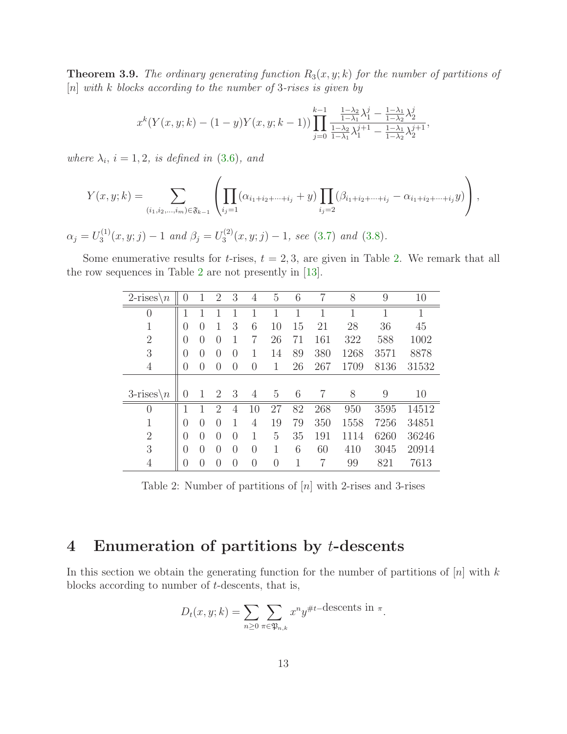**Theorem 3.9.** *The ordinary generating function $R_3(x, y; k)$ for the number of partitions of $[n]$ with $k$ blocks according to the number of 3-rises is given by*

$$x^k(Y(x, y; k) - (1 - y)Y(x, y; k - 1)) \prod_{j=0}^{k-1} \frac{\frac{1-\lambda_2}{1-\lambda_1}\lambda_1^j - \frac{1-\lambda_1}{1-\lambda_2}\lambda_2^j}{\frac{1-\lambda_2}{1-\lambda_1}\lambda_1^{j+1} - \frac{1-\lambda_1}{1-\lambda_2}\lambda_2^{j+1}},$$

*where $\lambda_i$, $i = 1, 2$, is defined in (3.6), and*

$$Y(x, y; k) = \sum_{(i_1, i_2, \ldots, i_m) \in \mathfrak{F}_{k-1}} \left( \prod_{i_j=1} (\alpha_{i_1+i_2+\cdots+i_j} + y) \prod_{i_j=2} (\beta_{i_1+i_2+\cdots+i_j} - \alpha_{i_1+i_2+\cdots+i_j} y) \right),$$

$\alpha_j = U_3^{(1)}(x, y; j) - 1$ *and* $\beta_j = U_3^{(2)}(x, y; j) - 1$*, see (3.7) and (3.8).*

Some enumerative results for $t$-rises, $t = 2, 3$, are given in Table 2. We remark that all the row sequences in Table 2 are not presently in [13].

| 2-rises$\backslash n$ | 0 | 1 | 2 | 3 | 4 | 5 | 6 | 7 | 8 | 9 | 10 |
|---|---|---|---|---|---|---|---|---|---|---|---|
| 0 | 1 | 1 | 1 | 1 | 1 | 1 | 1 | 1 | 1 | 1 | 1 |
| 1 | 0 | 0 | 1 | 3 | 6 | 10 | 15 | 21 | 28 | 36 | 45 |
| 2 | 0 | 0 | 0 | 1 | 7 | 26 | 71 | 161 | 322 | 588 | 1002 |
| 3 | 0 | 0 | 0 | 0 | 1 | 14 | 89 | 380 | 1268 | 3571 | 8878 |
| 4 | 0 | 0 | 0 | 0 | 0 | 1 | 26 | 267 | 1709 | 8136 | 31532 |
| | | | | | | | | | | | |
| **3-rises$\backslash n$** | **0** | **1** | **2** | **3** | **4** | **5** | **6** | **7** | **8** | **9** | **10** |
| 0 | 1 | 1 | 2 | 4 | 10 | 27 | 82 | 268 | 950 | 3595 | 14512 |
| 1 | 0 | 0 | 0 | 1 | 4 | 19 | 79 | 350 | 1558 | 7256 | 34851 |
| 2 | 0 | 0 | 0 | 0 | 1 | 5 | 35 | 191 | 1114 | 6260 | 36246 |
| 3 | 0 | 0 | 0 | 0 | 0 | 1 | 6 | 60 | 410 | 3045 | 20914 |
| 4 | 0 | 0 | 0 | 0 | 0 | 0 | 1 | 7 | 99 | 821 | 7613 |

Table 2: Number of partitions of $[n]$ with 2-rises and 3-rises

# 4 Enumeration of partitions by $t$-descents

In this section we obtain the generating function for the number of partitions of $[n]$ with $k$ blocks according to number of $t$-descents, that is,

$$D_t(x, y; k) = \sum_{n \geq 0} \sum_{\pi \in \mathfrak{P}_{n,k}} x^n y^{\#t\text{–descents in } \pi}.$$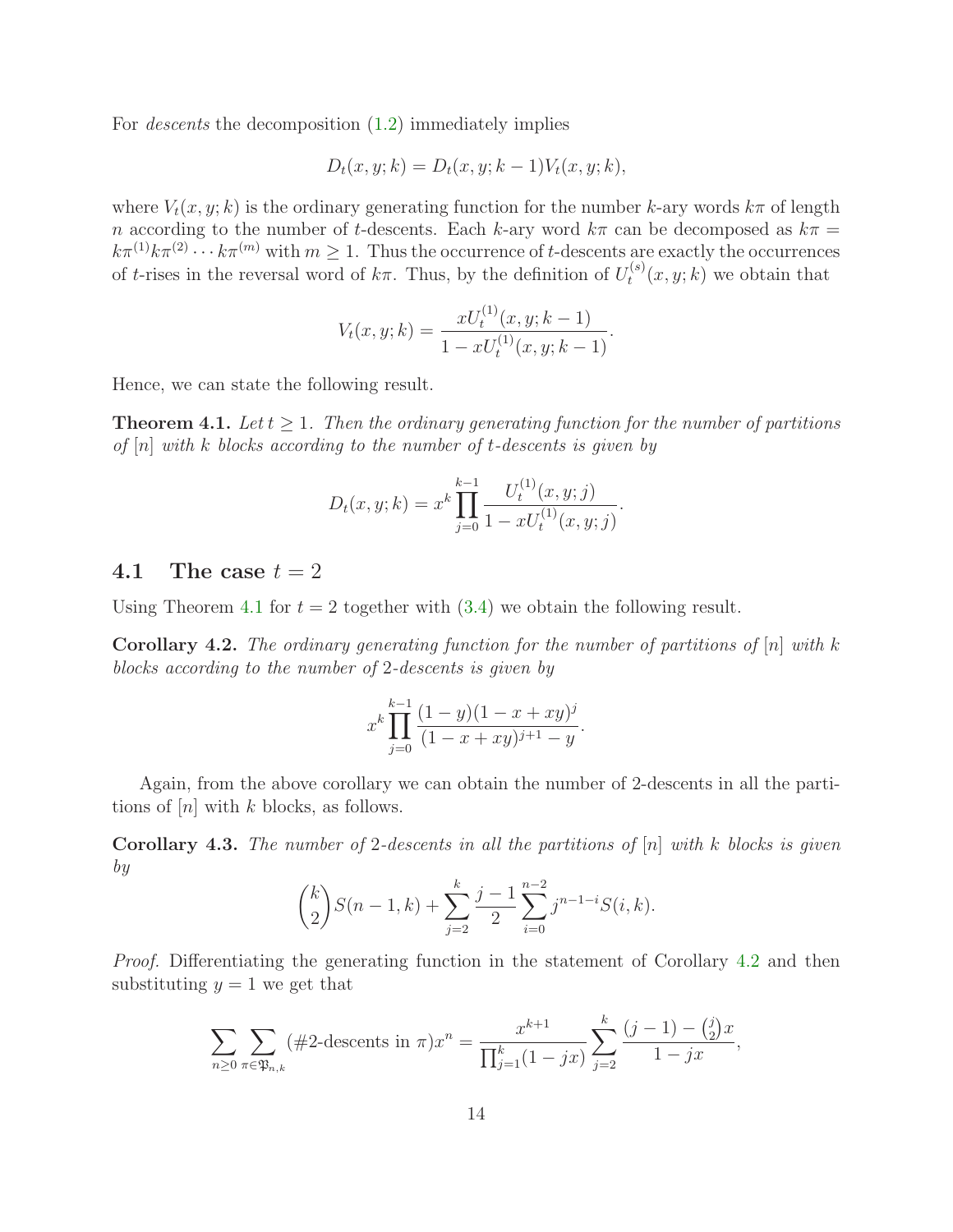For *descents* the decomposition (1.2) immediately implies

$$D_t(x, y; k) = D_t(x, y; k-1)V_t(x, y; k),$$

where $V_t(x, y; k)$ is the ordinary generating function for the number $k$-ary words $k\pi$ of length $n$ according to the number of $t$-descents. Each $k$-ary word $k\pi$ can be decomposed as $k\pi = k\pi^{(1)}k\pi^{(2)}\cdots k\pi^{(m)}$ with $m \geq 1$. Thus the occurrence of $t$-descents are exactly the occurrences of $t$-rises in the reversal word of $k\pi$. Thus, by the definition of $U_t^{(s)}(x, y; k)$ we obtain that

$$V_t(x, y; k) = \frac{xU_t^{(1)}(x, y; k-1)}{1 - xU_t^{(1)}(x, y; k-1)}.$$

Hence, we can state the following result.

**Theorem 4.1.** *Let $t \geq 1$. Then the ordinary generating function for the number of partitions of $[n]$ with $k$ blocks according to the number of $t$-descents is given by*

$$D_t(x, y; k) = x^k \prod_{j=0}^{k-1} \frac{U_t^{(1)}(x, y; j)}{1 - xU_t^{(1)}(x, y; j)}.$$

## 4.1 The case $t = 2$

Using Theorem 4.1 for $t = 2$ together with (3.4) we obtain the following result.

**Corollary 4.2.** *The ordinary generating function for the number of partitions of $[n]$ with $k$ blocks according to the number of 2-descents is given by*

$$x^k \prod_{j=0}^{k-1} \frac{(1-y)(1-x+xy)^j}{(1-x+xy)^{j+1} - y}.$$

Again, from the above corollary we can obtain the number of 2-descents in all the partitions of $[n]$ with $k$ blocks, as follows.

**Corollary 4.3.** *The number of 2-descents in all the partitions of $[n]$ with $k$ blocks is given by*

$$\binom{k}{2}S(n-1, k) + \sum_{j=2}^{k} \frac{j-1}{2} \sum_{i=0}^{n-2} j^{n-1-i} S(i, k).$$

*Proof.* Differentiating the generating function in the statement of Corollary 4.2 and then substituting $y = 1$ we get that

$$\sum_{n\geq 0} \sum_{\pi \in \mathfrak{P}_{n,k}} (\#\text{2-descents in } \pi)x^n = \frac{x^{k+1}}{\prod_{j=1}^{k}(1-jx)} \sum_{j=2}^{k} \frac{(j-1) - \binom{j}{2}x}{1-jx},$$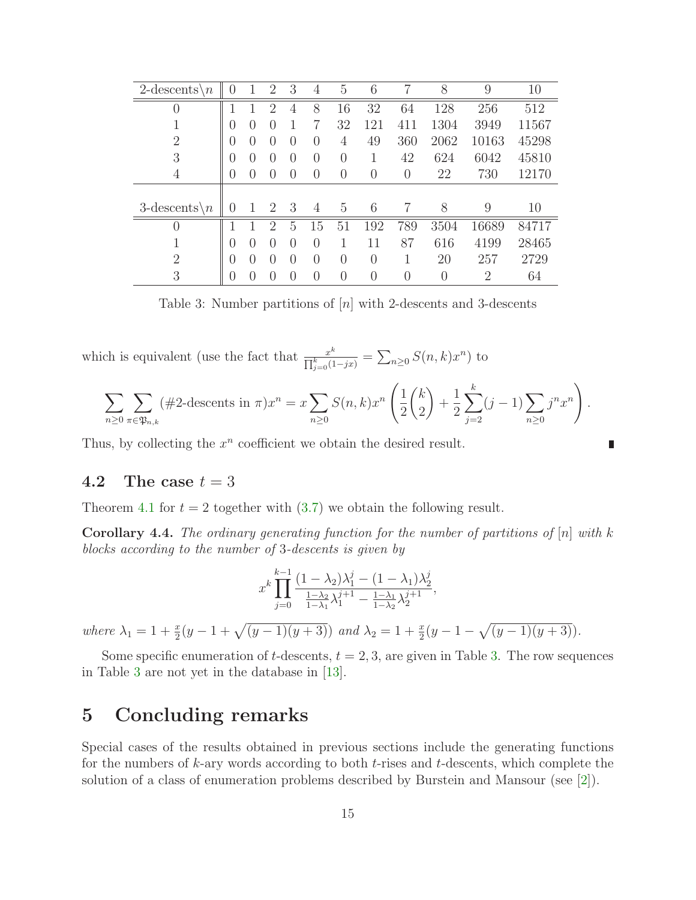| 2-descents\n | 0 | 1 | 2 | 3 | 4 | 5 | 6 | 7 | 8 | 9 | 10 |
|---|---|---|---|---|---|---|---|---|---|---|---|
| 0 | 1 | 1 | 2 | 4 | 8 | 16 | 32 | 64 | 128 | 256 | 512 |
| 1 | 0 | 0 | 0 | 1 | 7 | 32 | 121 | 411 | 1304 | 3949 | 11567 |
| 2 | 0 | 0 | 0 | 0 | 0 | 4 | 49 | 360 | 2062 | 10163 | 45298 |
| 3 | 0 | 0 | 0 | 0 | 0 | 0 | 1 | 42 | 624 | 6042 | 45810 |
| 4 | 0 | 0 | 0 | 0 | 0 | 0 | 0 | 0 | 22 | 730 | 12170 |
| 3-descents\n | 0 | 1 | 2 | 3 | 4 | 5 | 6 | 7 | 8 | 9 | 10 |
| 0 | 1 | 1 | 2 | 5 | 15 | 51 | 192 | 789 | 3504 | 16689 | 84717 |
| 1 | 0 | 0 | 0 | 0 | 0 | 1 | 11 | 87 | 616 | 4199 | 28465 |
| 2 | 0 | 0 | 0 | 0 | 0 | 0 | 0 | 1 | 20 | 257 | 2729 |
| 3 | 0 | 0 | 0 | 0 | 0 | 0 | 0 | 0 | 0 | 2 | 64 |

Table 3: Number partitions of $[n]$ with 2-descents and 3-descents

which is equivalent (use the fact that $\frac{x^k}{\prod_{j=0}^{k}(1-jx)} = \sum_{n\geq 0} S(n,k)x^n$) to

$$\sum_{n\geq 0}\sum_{\pi\in\mathfrak{P}_{n,k}} (\#\text{2-descents in } \pi)x^n = x\sum_{n\geq 0} S(n,k)x^n\left(\frac{1}{2}\binom{k}{2}+\frac{1}{2}\sum_{j=2}^{k}(j-1)\sum_{n\geq 0} j^n x^n\right).$$

Thus, by collecting the $x^n$ coefficient we obtain the desired result. ∎

## 4.2 The case $t = 3$

Theorem 4.1 for $t = 2$ together with (3.7) we obtain the following result.

**Corollary 4.4.** *The ordinary generating function for the number of partitions of $[n]$ with $k$ blocks according to the number of 3-descents is given by*

$$x^k\prod_{j=0}^{k-1}\frac{(1-\lambda_2)\lambda_1^j-(1-\lambda_1)\lambda_2^j}{\frac{1-\lambda_2}{1-\lambda_1}\lambda_1^{j+1}-\frac{1-\lambda_1}{1-\lambda_2}\lambda_2^{j+1}},$$

*where $\lambda_1 = 1+\frac{x}{2}(y-1+\sqrt{(y-1)(y+3)})$ and $\lambda_2 = 1+\frac{x}{2}(y-1-\sqrt{(y-1)(y+3)})$.*

Some specific enumeration of $t$-descents, $t = 2, 3$, are given in Table 3. The row sequences in Table 3 are not yet in the database in [13].

# 5 Concluding remarks

Special cases of the results obtained in previous sections include the generating functions for the numbers of $k$-ary words according to both $t$-rises and $t$-descents, which complete the solution of a class of enumeration problems described by Burstein and Mansour (see [2]).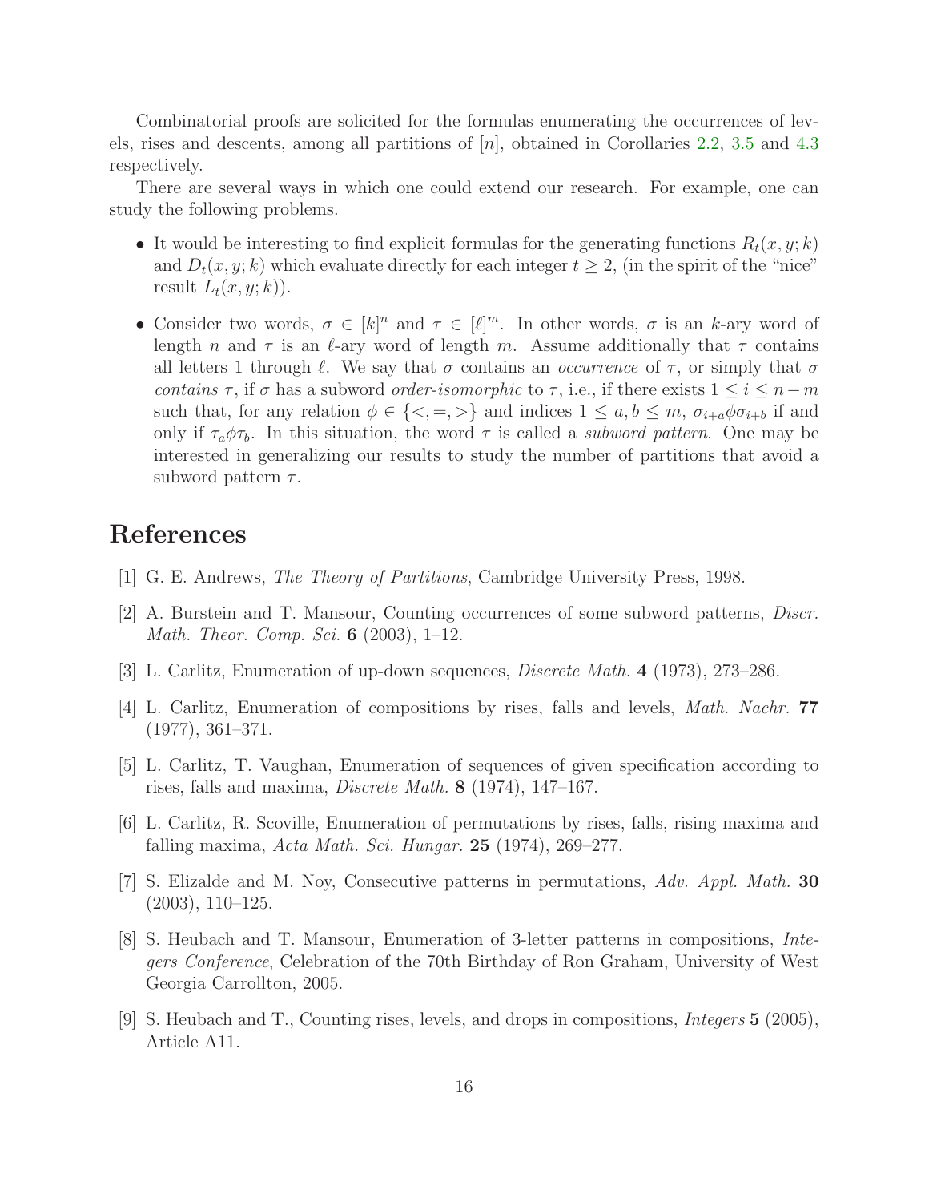Combinatorial proofs are solicited for the formulas enumerating the occurrences of levels, rises and descents, among all partitions of $[n]$, obtained in Corollaries 2.2, 3.5 and 4.3 respectively.

There are several ways in which one could extend our research. For example, one can study the following problems.

- It would be interesting to find explicit formulas for the generating functions $R_t(x, y; k)$ and $D_t(x, y; k)$ which evaluate directly for each integer $t \geq 2$, (in the spirit of the "nice" result $L_t(x, y; k)$).
- Consider two words, $\sigma \in [k]^n$ and $\tau \in [\ell]^m$. In other words, $\sigma$ is an $k$-ary word of length $n$ and $\tau$ is an $\ell$-ary word of length $m$. Assume additionally that $\tau$ contains all letters 1 through $\ell$. We say that $\sigma$ contains an *occurrence* of $\tau$, or simply that $\sigma$ *contains* $\tau$, if $\sigma$ has a subword *order-isomorphic* to $\tau$, i.e., if there exists $1 \leq i \leq n-m$ such that, for any relation $\phi \in \{<, =, >\}$ and indices $1 \leq a, b \leq m$, $\sigma_{i+a}\phi\sigma_{i+b}$ if and only if $\tau_a\phi\tau_b$. In this situation, the word $\tau$ is called a *subword pattern*. One may be interested in generalizing our results to study the number of partitions that avoid a subword pattern $\tau$.

# References

[1] G. E. Andrews, *The Theory of Partitions*, Cambridge University Press, 1998.

[2] A. Burstein and T. Mansour, Counting occurrences of some subword patterns, *Discr. Math. Theor. Comp. Sci.* **6** (2003), 1–12.

[3] L. Carlitz, Enumeration of up-down sequences, *Discrete Math.* **4** (1973), 273–286.

[4] L. Carlitz, Enumeration of compositions by rises, falls and levels, *Math. Nachr.* **77** (1977), 361–371.

[5] L. Carlitz, T. Vaughan, Enumeration of sequences of given specification according to rises, falls and maxima, *Discrete Math.* **8** (1974), 147–167.

[6] L. Carlitz, R. Scoville, Enumeration of permutations by rises, falls, rising maxima and falling maxima, *Acta Math. Sci. Hungar.* **25** (1974), 269–277.

[7] S. Elizalde and M. Noy, Consecutive patterns in permutations, *Adv. Appl. Math.* **30** (2003), 110–125.

[8] S. Heubach and T. Mansour, Enumeration of 3-letter patterns in compositions, *Integers Conference*, Celebration of the 70th Birthday of Ron Graham, University of West Georgia Carrollton, 2005.

[9] S. Heubach and T., Counting rises, levels, and drops in compositions, *Integers* **5** (2005), Article A11.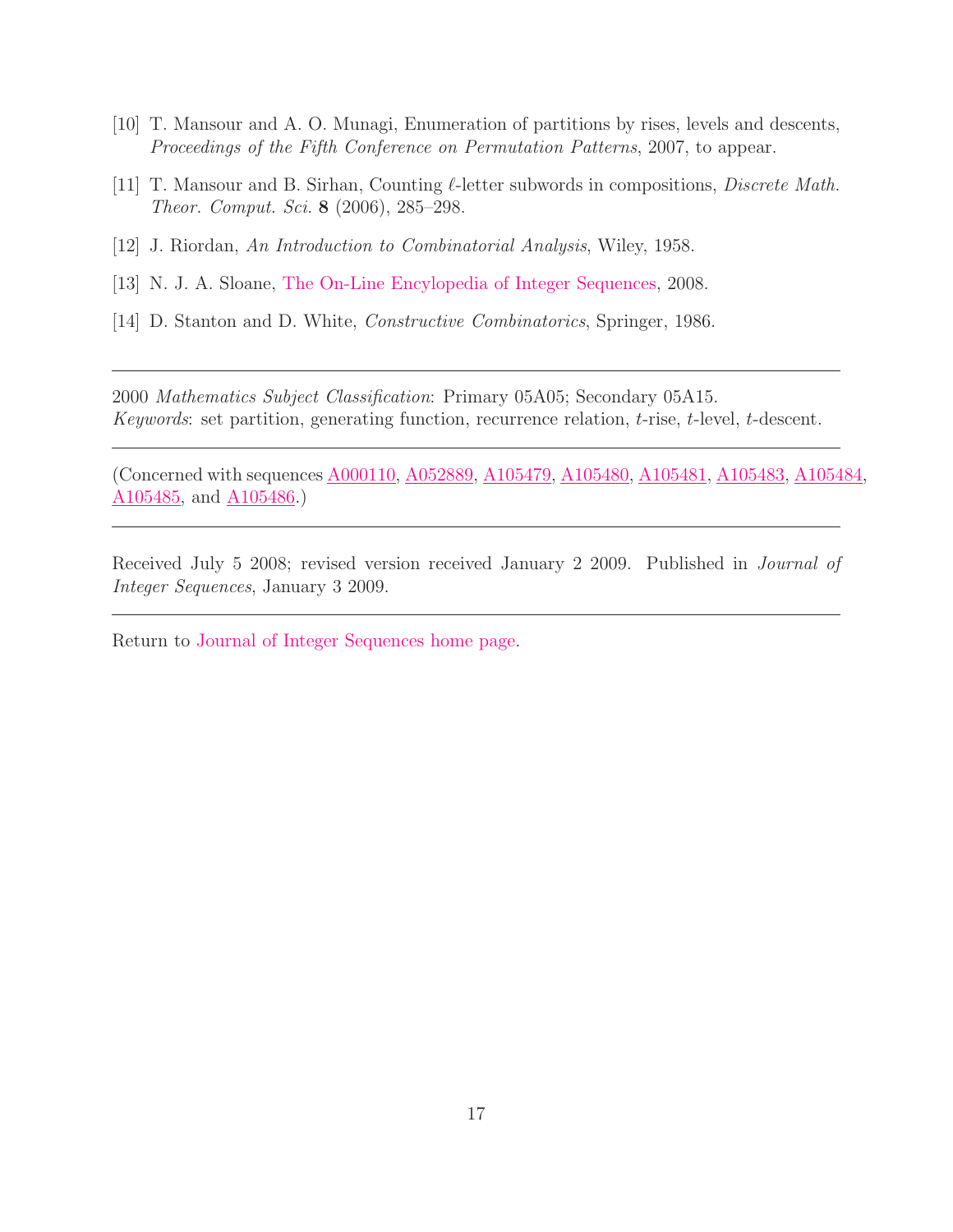[10] T. Mansour and A. O. Munagi, Enumeration of partitions by rises, levels and descents, *Proceedings of the Fifth Conference on Permutation Patterns*, 2007, to appear.

[11] T. Mansour and B. Sirhan, Counting $\ell$-letter subwords in compositions, *Discrete Math. Theor. Comput. Sci.* **8** (2006), 285–298.

[12] J. Riordan, *An Introduction to Combinatorial Analysis*, Wiley, 1958.

[13] N. J. A. Sloane, The On-Line Encyclopedia of Integer Sequences, 2008.

[14] D. Stanton and D. White, *Constructive Combinatorics*, Springer, 1986.

---

2000 *Mathematics Subject Classification*: Primary 05A05; Secondary 05A15.
*Keywords*: set partition, generating function, recurrence relation, $t$-rise, $t$-level, $t$-descent.

---

(Concerned with sequences A000110, A052889, A105479, A105480, A105481, A105483, A105484, A105485, and A105486.)

---

Received July 5 2008; revised version received January 2 2009. Published in *Journal of Integer Sequences*, January 3 2009.

---

Return to Journal of Integer Sequences home page.